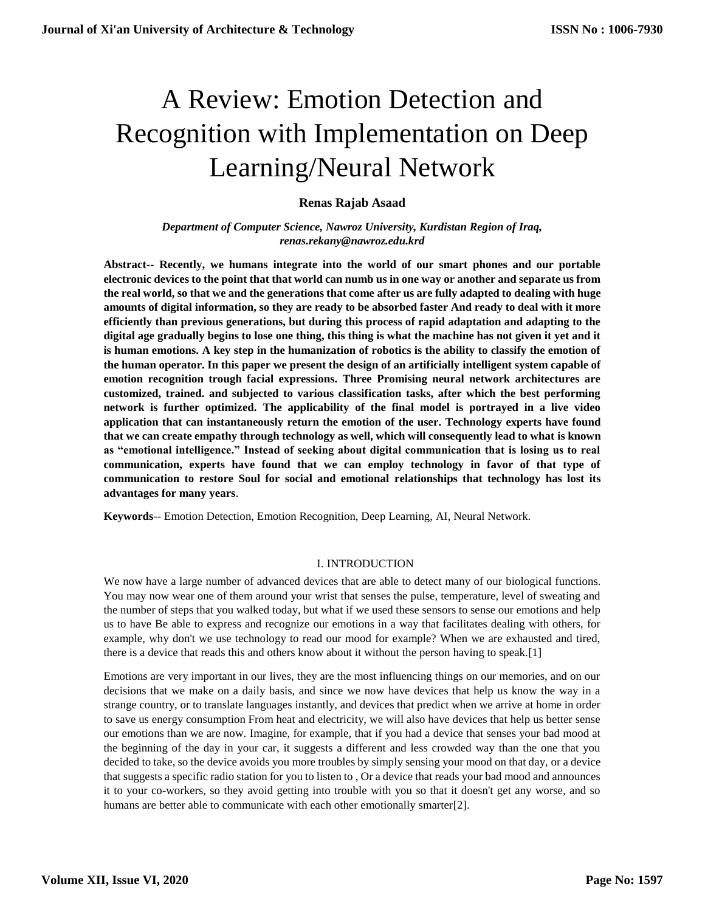# A Review: Emotion Detection and Recognition with Implementation on Deep Learning/Neural Network

**Renas Rajab Asaad**

*Department of Computer Science, Nawroz University, Kurdistan Region of Iraq,*
*renas.rekany@nawroz.edu.krd*

**Abstract-- Recently, we humans integrate into the world of our smart phones and our portable electronic devices to the point that that world can numb us in one way or another and separate us from the real world, so that we and the generations that come after us are fully adapted to dealing with huge amounts of digital information, so they are ready to be absorbed faster And ready to deal with it more efficiently than previous generations, but during this process of rapid adaptation and adapting to the digital age gradually begins to lose one thing, this thing is what the machine has not given it yet and it is human emotions. A key step in the humanization of robotics is the ability to classify the emotion of the human operator. In this paper we present the design of an artificially intelligent system capable of emotion recognition trough facial expressions. Three Promising neural network architectures are customized, trained. and subjected to various classification tasks, after which the best performing network is further optimized. The applicability of the final model is portrayed in a live video application that can instantaneously return the emotion of the user. Technology experts have found that we can create empathy through technology as well, which will consequently lead to what is known as "emotional intelligence." Instead of seeking about digital communication that is losing us to real communication, experts have found that we can employ technology in favor of that type of communication to restore Soul for social and emotional relationships that technology has lost its advantages for many years**.

**Keywords**-- Emotion Detection, Emotion Recognition, Deep Learning, AI, Neural Network.

## I. INTRODUCTION

We now have a large number of advanced devices that are able to detect many of our biological functions. You may now wear one of them around your wrist that senses the pulse, temperature, level of sweating and the number of steps that you walked today, but what if we used these sensors to sense our emotions and help us to have Be able to express and recognize our emotions in a way that facilitates dealing with others, for example, why don't we use technology to read our mood for example? When we are exhausted and tired, there is a device that reads this and others know about it without the person having to speak.[1]

Emotions are very important in our lives, they are the most influencing things on our memories, and on our decisions that we make on a daily basis, and since we now have devices that help us know the way in a strange country, or to translate languages instantly, and devices that predict when we arrive at home in order to save us energy consumption From heat and electricity, we will also have devices that help us better sense our emotions than we are now. Imagine, for example, that if you had a device that senses your bad mood at the beginning of the day in your car, it suggests a different and less crowded way than the one that you decided to take, so the device avoids you more troubles by simply sensing your mood on that day, or a device that suggests a specific radio station for you to listen to , Or a device that reads your bad mood and announces it to your co-workers, so they avoid getting into trouble with you so that it doesn't get any worse, and so humans are better able to communicate with each other emotionally smarter[2].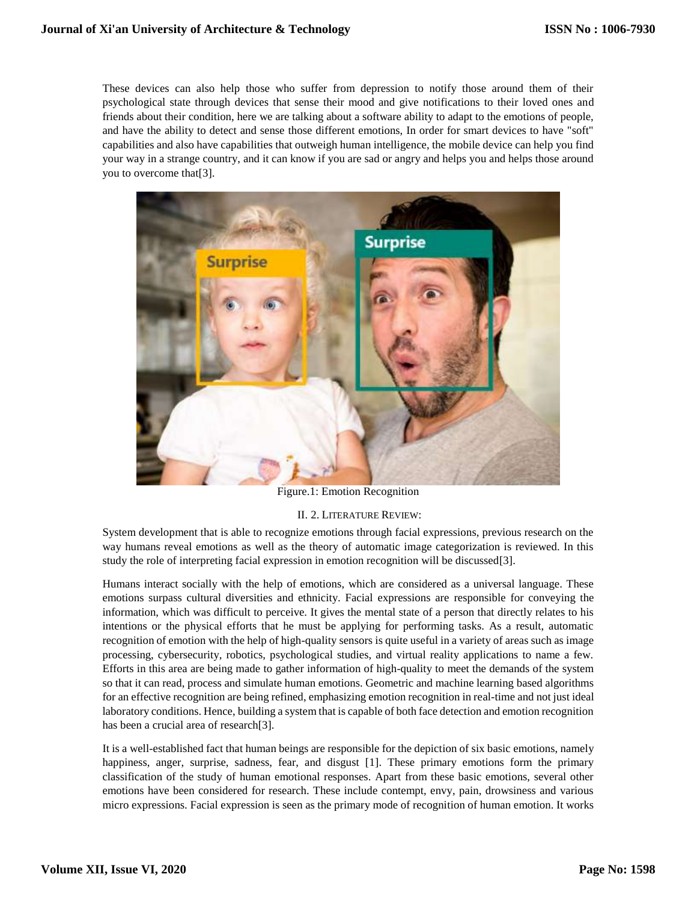These devices can also help those who suffer from depression to notify those around them of their psychological state through devices that sense their mood and give notifications to their loved ones and friends about their condition, here we are talking about a software ability to adapt to the emotions of people, and have the ability to detect and sense those different emotions, In order for smart devices to have "soft" capabilities and also have capabilities that outweigh human intelligence, the mobile device can help you find your way in a strange country, and it can know if you are sad or angry and helps you and helps those around you to overcome that[3].

Figure.1: Emotion Recognition

## II. 2. Literature Review:

System development that is able to recognize emotions through facial expressions, previous research on the way humans reveal emotions as well as the theory of automatic image categorization is reviewed. In this study the role of interpreting facial expression in emotion recognition will be discussed[3].

Humans interact socially with the help of emotions, which are considered as a universal language. These emotions surpass cultural diversities and ethnicity. Facial expressions are responsible for conveying the information, which was difficult to perceive. It gives the mental state of a person that directly relates to his intentions or the physical efforts that he must be applying for performing tasks. As a result, automatic recognition of emotion with the help of high-quality sensors is quite useful in a variety of areas such as image processing, cybersecurity, robotics, psychological studies, and virtual reality applications to name a few. Efforts in this area are being made to gather information of high-quality to meet the demands of the system so that it can read, process and simulate human emotions. Geometric and machine learning based algorithms for an effective recognition are being refined, emphasizing emotion recognition in real-time and not just ideal laboratory conditions. Hence, building a system that is capable of both face detection and emotion recognition has been a crucial area of research[3].

It is a well-established fact that human beings are responsible for the depiction of six basic emotions, namely happiness, anger, surprise, sadness, fear, and disgust [1]. These primary emotions form the primary classification of the study of human emotional responses. Apart from these basic emotions, several other emotions have been considered for research. These include contempt, envy, pain, drowsiness and various micro expressions. Facial expression is seen as the primary mode of recognition of human emotion. It works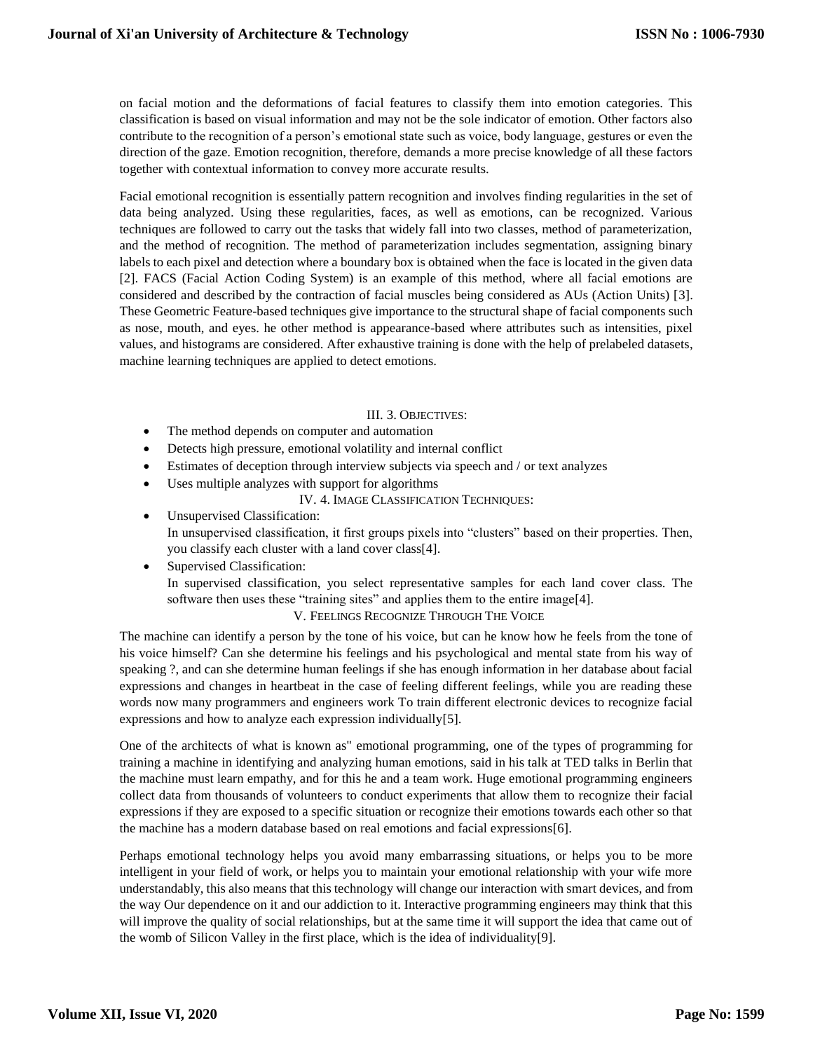on facial motion and the deformations of facial features to classify them into emotion categories. This classification is based on visual information and may not be the sole indicator of emotion. Other factors also contribute to the recognition of a person's emotional state such as voice, body language, gestures or even the direction of the gaze. Emotion recognition, therefore, demands a more precise knowledge of all these factors together with contextual information to convey more accurate results.

Facial emotional recognition is essentially pattern recognition and involves finding regularities in the set of data being analyzed. Using these regularities, faces, as well as emotions, can be recognized. Various techniques are followed to carry out the tasks that widely fall into two classes, method of parameterization, and the method of recognition. The method of parameterization includes segmentation, assigning binary labels to each pixel and detection where a boundary box is obtained when the face is located in the given data [2]. FACS (Facial Action Coding System) is an example of this method, where all facial emotions are considered and described by the contraction of facial muscles being considered as AUs (Action Units) [3]. These Geometric Feature-based techniques give importance to the structural shape of facial components such as nose, mouth, and eyes. he other method is appearance-based where attributes such as intensities, pixel values, and histograms are considered. After exhaustive training is done with the help of prelabeled datasets, machine learning techniques are applied to detect emotions.

## III. 3. Objectives:

- The method depends on computer and automation
- Detects high pressure, emotional volatility and internal conflict
- Estimates of deception through interview subjects via speech and / or text analyzes
- Uses multiple analyzes with support for algorithms

## IV. 4. Image Classification Techniques:

- Unsupervised Classification:
  In unsupervised classification, it first groups pixels into "clusters" based on their properties. Then, you classify each cluster with a land cover class[4].
- Supervised Classification:
  In supervised classification, you select representative samples for each land cover class. The software then uses these "training sites" and applies them to the entire image[4].

## V. Feelings Recognize Through The Voice

The machine can identify a person by the tone of his voice, but can he know how he feels from the tone of his voice himself? Can she determine his feelings and his psychological and mental state from his way of speaking ?, and can she determine human feelings if she has enough information in her database about facial expressions and changes in heartbeat in the case of feeling different feelings, while you are reading these words now many programmers and engineers work To train different electronic devices to recognize facial expressions and how to analyze each expression individually[5].

One of the architects of what is known as" emotional programming, one of the types of programming for training a machine in identifying and analyzing human emotions, said in his talk at TED talks in Berlin that the machine must learn empathy, and for this he and a team work. Huge emotional programming engineers collect data from thousands of volunteers to conduct experiments that allow them to recognize their facial expressions if they are exposed to a specific situation or recognize their emotions towards each other so that the machine has a modern database based on real emotions and facial expressions[6].

Perhaps emotional technology helps you avoid many embarrassing situations, or helps you to be more intelligent in your field of work, or helps you to maintain your emotional relationship with your wife more understandably, this also means that this technology will change our interaction with smart devices, and from the way Our dependence on it and our addiction to it. Interactive programming engineers may think that this will improve the quality of social relationships, but at the same time it will support the idea that came out of the womb of Silicon Valley in the first place, which is the idea of individuality[9].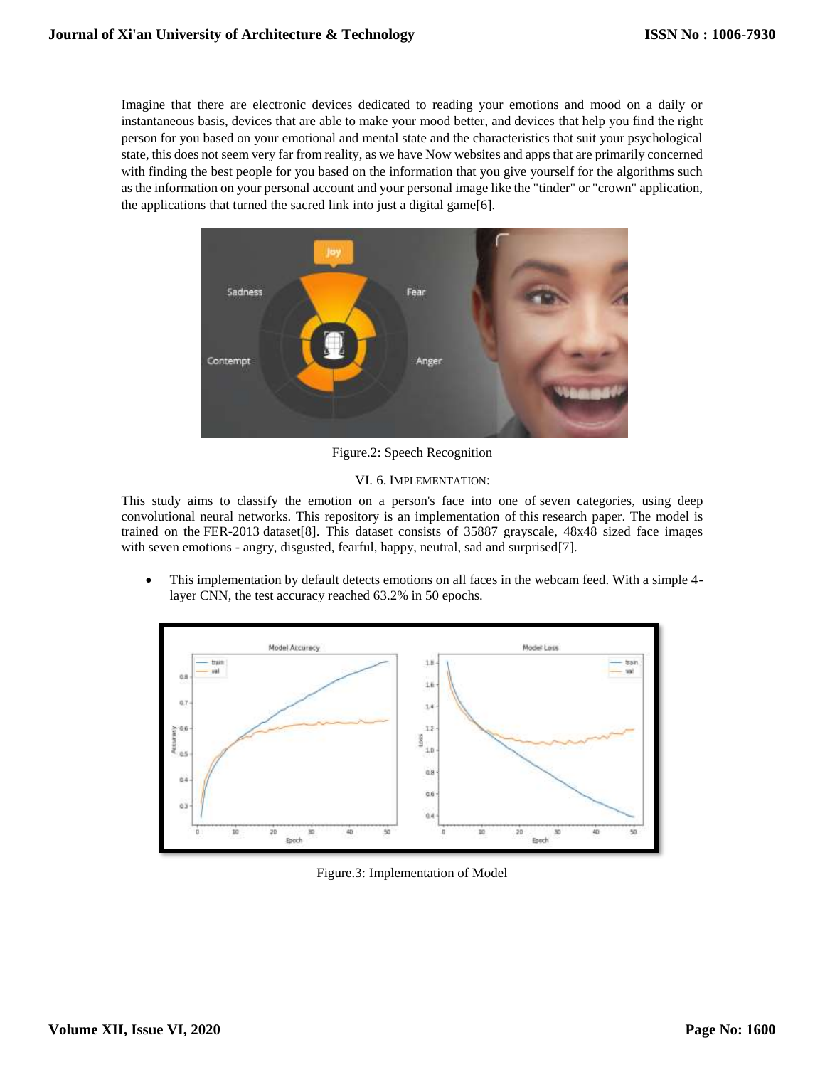Imagine that there are electronic devices dedicated to reading your emotions and mood on a daily or instantaneous basis, devices that are able to make your mood better, and devices that help you find the right person for you based on your emotional and mental state and the characteristics that suit your psychological state, this does not seem very far from reality, as we have Now websites and apps that are primarily concerned with finding the best people for you based on the information that you give yourself for the algorithms such as the information on your personal account and your personal image like the "tinder" or "crown" application, the applications that turned the sacred link into just a digital game[6].

Figure.2: Speech Recognition

## VI. 6. IMPLEMENTATION:

This study aims to classify the emotion on a person's face into one of seven categories, using deep convolutional neural networks. This repository is an implementation of this research paper. The model is trained on the FER-2013 dataset[8]. This dataset consists of 35887 grayscale, 48x48 sized face images with seven emotions - angry, disgusted, fearful, happy, neutral, sad and surprised[7].

- This implementation by default detects emotions on all faces in the webcam feed. With a simple 4-layer CNN, the test accuracy reached 63.2% in 50 epochs.

Figure.3: Implementation of Model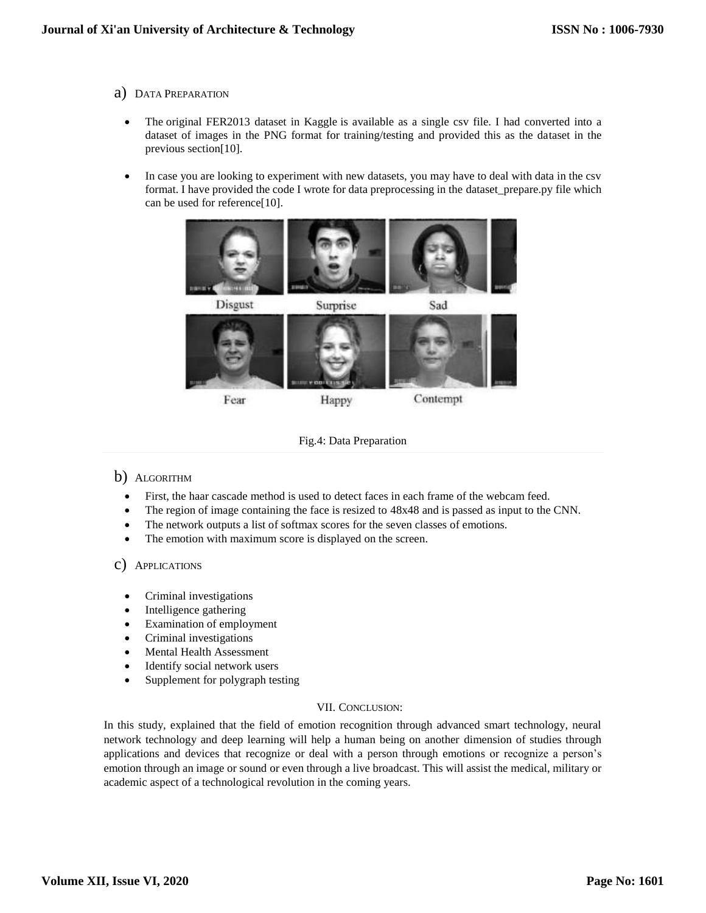### a) Data Preparation

- The original FER2013 dataset in Kaggle is available as a single csv file. I had converted into a dataset of images in the PNG format for training/testing and provided this as the dataset in the previous section[10].

- In case you are looking to experiment with new datasets, you may have to deal with data in the csv format. I have provided the code I wrote for data preprocessing in the dataset_prepare.py file which can be used for reference[10].

Fig.4: Data Preparation

### b) Algorithm

- First, the haar cascade method is used to detect faces in each frame of the webcam feed.
- The region of image containing the face is resized to 48x48 and is passed as input to the CNN.
- The network outputs a list of softmax scores for the seven classes of emotions.
- The emotion with maximum score is displayed on the screen.

### c) Applications

- Criminal investigations
- Intelligence gathering
- Examination of employment
- Criminal investigations
- Mental Health Assessment
- Identify social network users
- Supplement for polygraph testing

## VII. Conclusion:

In this study, explained that the field of emotion recognition through advanced smart technology, neural network technology and deep learning will help a human being on another dimension of studies through applications and devices that recognize or deal with a person through emotions or recognize a person's emotion through an image or sound or even through a live broadcast. This will assist the medical, military or academic aspect of a technological revolution in the coming years.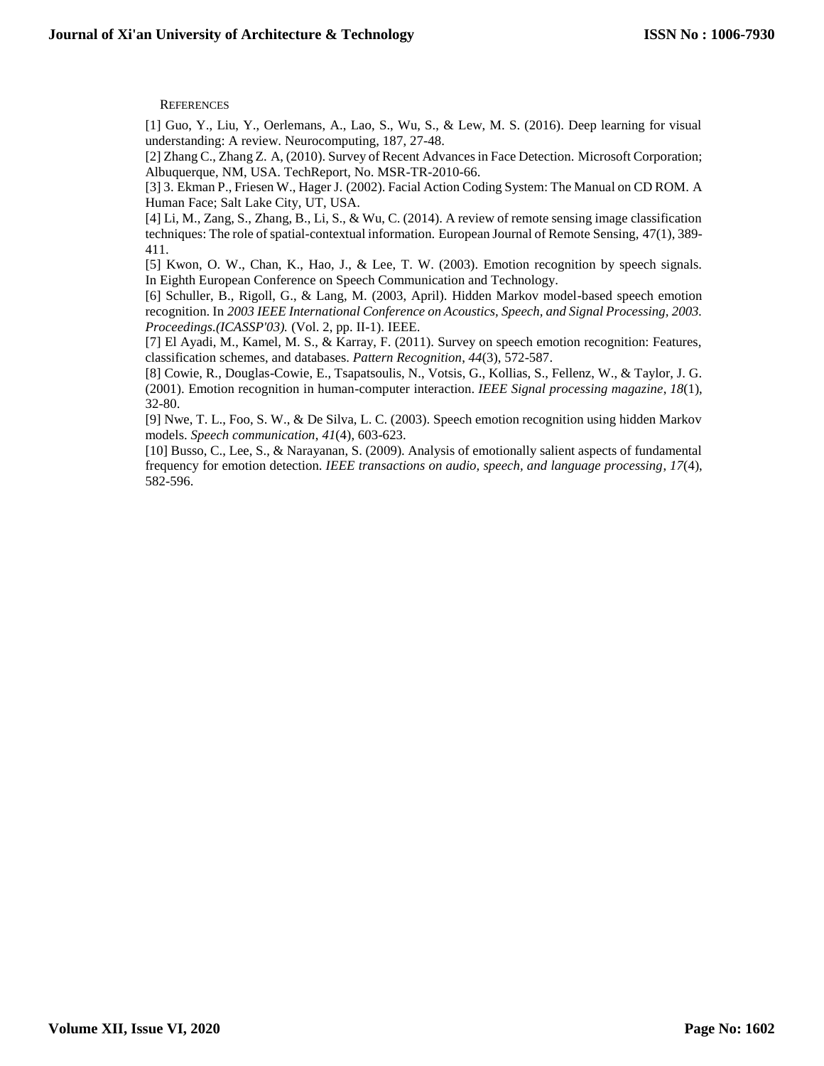## References

[1] Guo, Y., Liu, Y., Oerlemans, A., Lao, S., Wu, S., & Lew, M. S. (2016). Deep learning for visual understanding: A review. Neurocomputing, 187, 27-48.

[2] Zhang C., Zhang Z. A, (2010). Survey of Recent Advances in Face Detection. Microsoft Corporation; Albuquerque, NM, USA. TechReport, No. MSR-TR-2010-66.

[3] 3. Ekman P., Friesen W., Hager J. (2002). Facial Action Coding System: The Manual on CD ROM. A Human Face; Salt Lake City, UT, USA.

[4] Li, M., Zang, S., Zhang, B., Li, S., & Wu, C. (2014). A review of remote sensing image classification techniques: The role of spatial-contextual information. European Journal of Remote Sensing, 47(1), 389-411.

[5] Kwon, O. W., Chan, K., Hao, J., & Lee, T. W. (2003). Emotion recognition by speech signals. In Eighth European Conference on Speech Communication and Technology.

[6] Schuller, B., Rigoll, G., & Lang, M. (2003, April). Hidden Markov model-based speech emotion recognition. In *2003 IEEE International Conference on Acoustics, Speech, and Signal Processing, 2003. Proceedings.(ICASSP'03).* (Vol. 2, pp. II-1). IEEE.

[7] El Ayadi, M., Kamel, M. S., & Karray, F. (2011). Survey on speech emotion recognition: Features, classification schemes, and databases. *Pattern Recognition*, *44*(3), 572-587.

[8] Cowie, R., Douglas-Cowie, E., Tsapatsoulis, N., Votsis, G., Kollias, S., Fellenz, W., & Taylor, J. G. (2001). Emotion recognition in human-computer interaction. *IEEE Signal processing magazine*, *18*(1), 32-80.

[9] Nwe, T. L., Foo, S. W., & De Silva, L. C. (2003). Speech emotion recognition using hidden Markov models. *Speech communication*, *41*(4), 603-623.

[10] Busso, C., Lee, S., & Narayanan, S. (2009). Analysis of emotionally salient aspects of fundamental frequency for emotion detection. *IEEE transactions on audio, speech, and language processing*, *17*(4), 582-596.